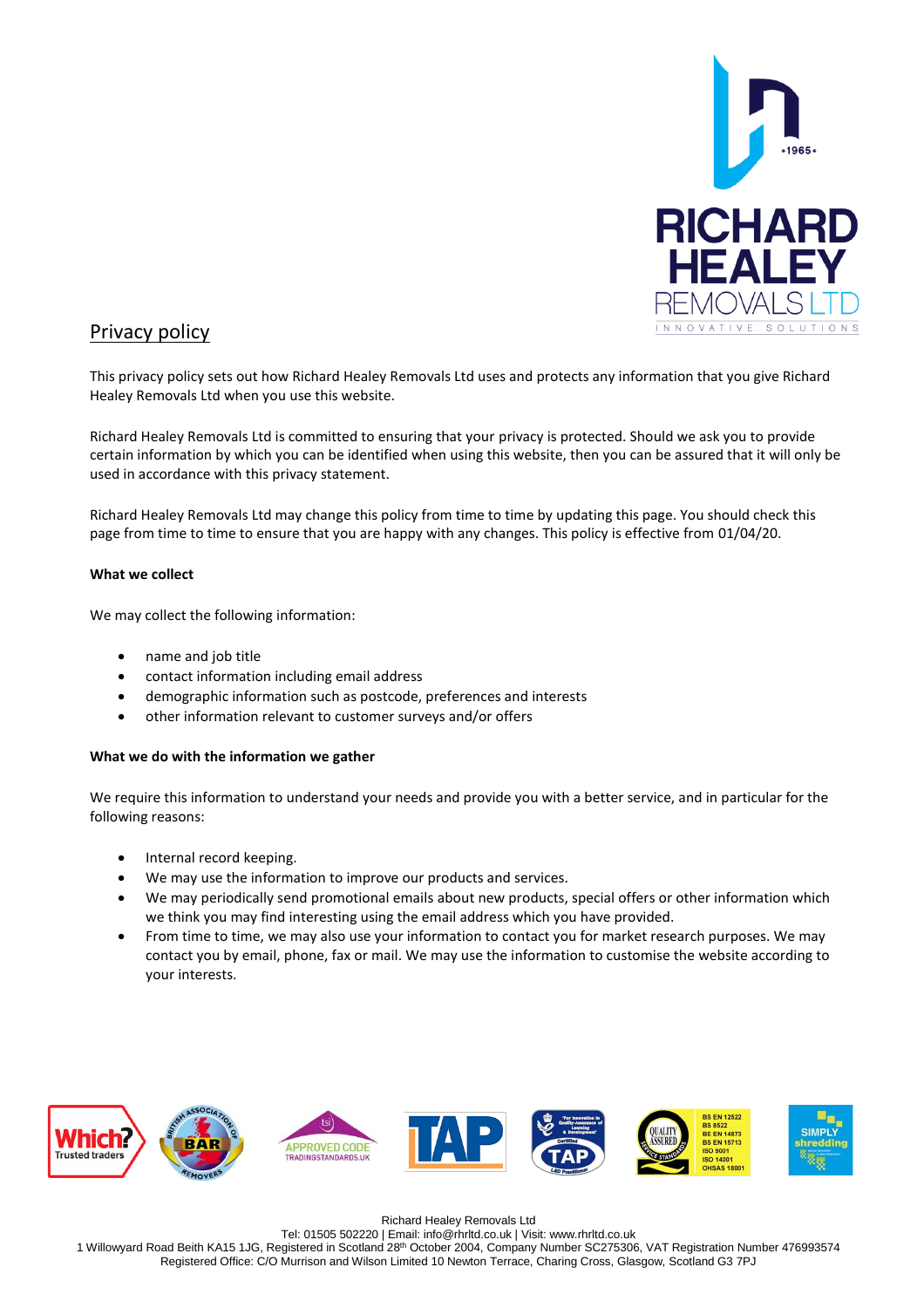# Privacy policy

This privacy policy sets out how Richard Healey Removals Ltd uses and protects any information that you give Richard Healey Removals Ltd when you use this website.

Richard Healey Removals Ltd is committed to ensuring that your privacy is protected. Should we ask you to provide certain information by which you can be identified when using this website, then you can be assured that it will only be used in accordance with this privacy statement.

Richard Healey Removals Ltd may change this policy from time to time by updating this page. You should check this page from time to time to ensure that you are happy with any changes. This policy is effective from 01/04/20.

**What we collect**

We may collect the following information:

- name and job title
- contact information including email address
- demographic information such as postcode, preferences and interests
- other information relevant to customer surveys and/or offers

**What we do with the information we gather**

We require this information to understand your needs and provide you with a better service, and in particular for the following reasons:

- Internal record keeping.
- We may use the information to improve our products and services.
- We may periodically send promotional emails about new products, special offers or other information which we think you may find interesting using the email address which you have provided.
- From time to time, we may also use your information to contact you for market research purposes. We may contact you by email, phone, fax or mail. We may use the information to customise the website according to your interests.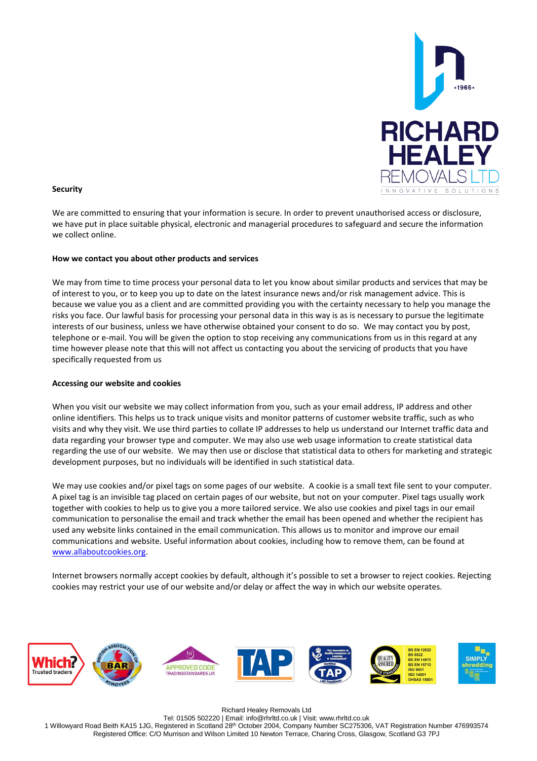**Security**

We are committed to ensuring that your information is secure. In order to prevent unauthorised access or disclosure, we have put in place suitable physical, electronic and managerial procedures to safeguard and secure the information we collect online.

**How we contact you about other products and services**

We may from time to time process your personal data to let you know about similar products and services that may be of interest to you, or to keep you up to date on the latest insurance news and/or risk management advice. This is because we value you as a client and are committed providing you with the certainty necessary to help you manage the risks you face. Our lawful basis for processing your personal data in this way is as is necessary to pursue the legitimate interests of our business, unless we have otherwise obtained your consent to do so. We may contact you by post, telephone or e-mail. You will be given the option to stop receiving any communications from us in this regard at any time however please note that this will not affect us contacting you about the servicing of products that you have specifically requested from us

**Accessing our website and cookies**

When you visit our website we may collect information from you, such as your email address, IP address and other online identifiers. This helps us to track unique visits and monitor patterns of customer website traffic, such as who visits and why they visit. We use third parties to collate IP addresses to help us understand our Internet traffic data and data regarding your browser type and computer. We may also use web usage information to create statistical data regarding the use of our website. We may then use or disclose that statistical data to others for marketing and strategic development purposes, but no individuals will be identified in such statistical data.

We may use cookies and/or pixel tags on some pages of our website. A cookie is a small text file sent to your computer. A pixel tag is an invisible tag placed on certain pages of our website, but not on your computer. Pixel tags usually work together with cookies to help us to give you a more tailored service. We also use cookies and pixel tags in our email communication to personalise the email and track whether the email has been opened and whether the recipient has used any website links contained in the email communication. This allows us to monitor and improve our email communications and website. Useful information about cookies, including how to remove them, can be found at www.allaboutcookies.org.

Internet browsers normally accept cookies by default, although it's possible to set a browser to reject cookies. Rejecting cookies may restrict your use of our website and/or delay or affect the way in which our website operates.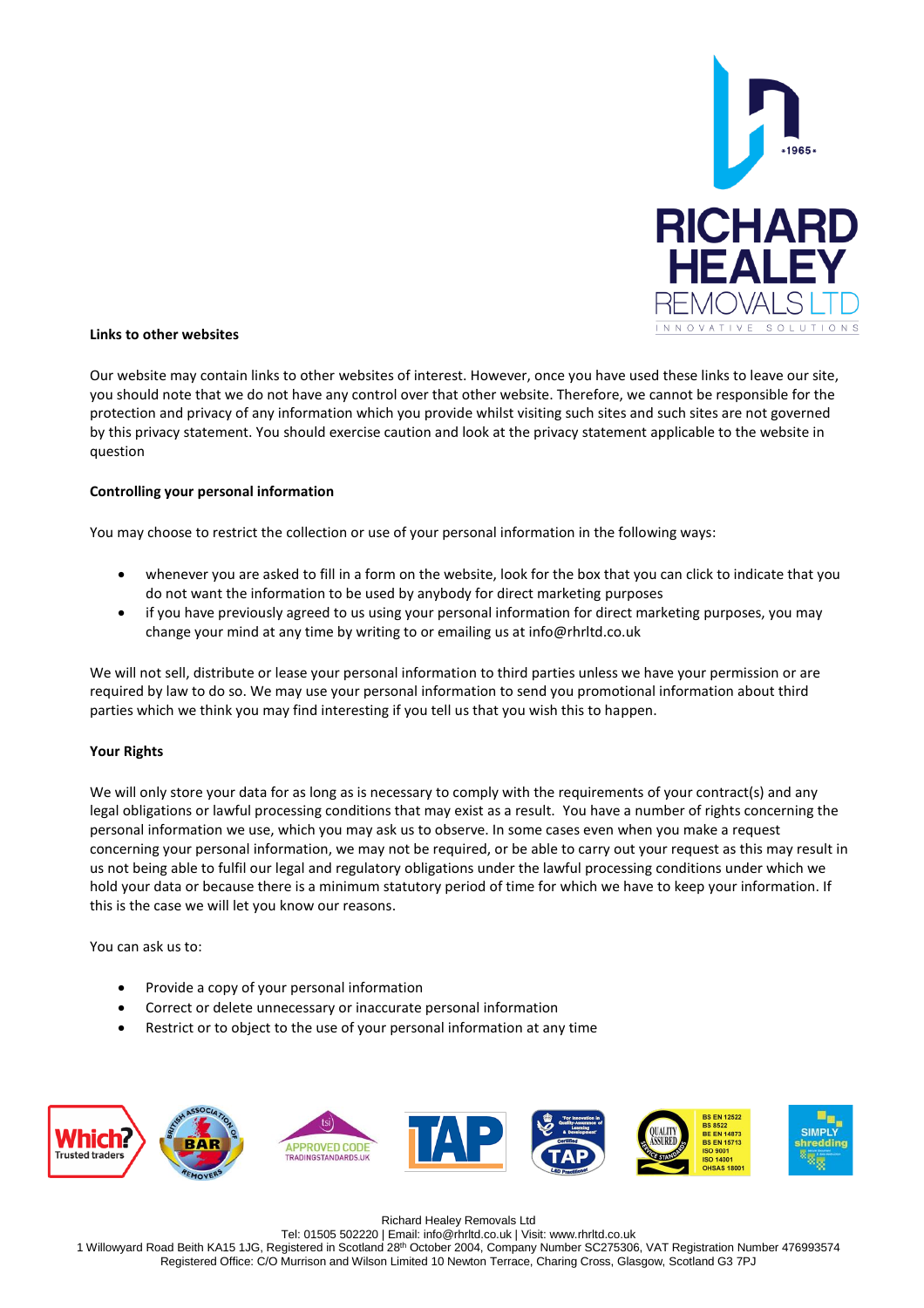**Links to other websites**

Our website may contain links to other websites of interest. However, once you have used these links to leave our site, you should note that we do not have any control over that other website. Therefore, we cannot be responsible for the protection and privacy of any information which you provide whilst visiting such sites and such sites are not governed by this privacy statement. You should exercise caution and look at the privacy statement applicable to the website in question

**Controlling your personal information**

You may choose to restrict the collection or use of your personal information in the following ways:

- whenever you are asked to fill in a form on the website, look for the box that you can click to indicate that you do not want the information to be used by anybody for direct marketing purposes
- if you have previously agreed to us using your personal information for direct marketing purposes, you may change your mind at any time by writing to or emailing us at info@rhrltd.co.uk

We will not sell, distribute or lease your personal information to third parties unless we have your permission or are required by law to do so. We may use your personal information to send you promotional information about third parties which we think you may find interesting if you tell us that you wish this to happen.

**Your Rights**

We will only store your data for as long as is necessary to comply with the requirements of your contract(s) and any legal obligations or lawful processing conditions that may exist as a result. You have a number of rights concerning the personal information we use, which you may ask us to observe. In some cases even when you make a request concerning your personal information, we may not be required, or be able to carry out your request as this may result in us not being able to fulfil our legal and regulatory obligations under the lawful processing conditions under which we hold your data or because there is a minimum statutory period of time for which we have to keep your information. If this is the case we will let you know our reasons.

You can ask us to:

- Provide a copy of your personal information
- Correct or delete unnecessary or inaccurate personal information
- Restrict or to object to the use of your personal information at any time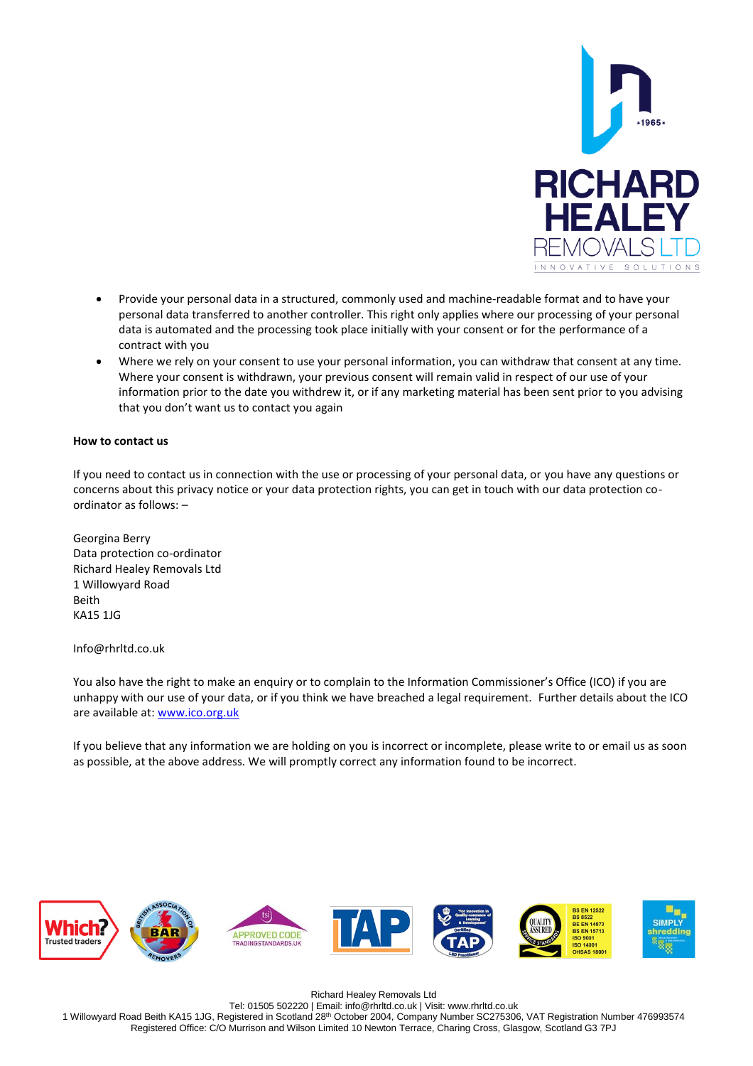- Provide your personal data in a structured, commonly used and machine-readable format and to have your personal data transferred to another controller. This right only applies where our processing of your personal data is automated and the processing took place initially with your consent or for the performance of a contract with you
- Where we rely on your consent to use your personal information, you can withdraw that consent at any time. Where your consent is withdrawn, your previous consent will remain valid in respect of our use of your information prior to the date you withdrew it, or if any marketing material has been sent prior to you advising that you don't want us to contact you again

**How to contact us**

If you need to contact us in connection with the use or processing of your personal data, or you have any questions or concerns about this privacy notice or your data protection rights, you can get in touch with our data protection co-ordinator as follows: –

Georgina Berry
Data protection co-ordinator
Richard Healey Removals Ltd
1 Willowyard Road
Beith
KA15 1JG

Info@rhrltd.co.uk

You also have the right to make an enquiry or to complain to the Information Commissioner's Office (ICO) if you are unhappy with our use of your data, or if you think we have breached a legal requirement. Further details about the ICO are available at: www.ico.org.uk

If you believe that any information we are holding on you is incorrect or incomplete, please write to or email us as soon as possible, at the above address. We will promptly correct any information found to be incorrect.